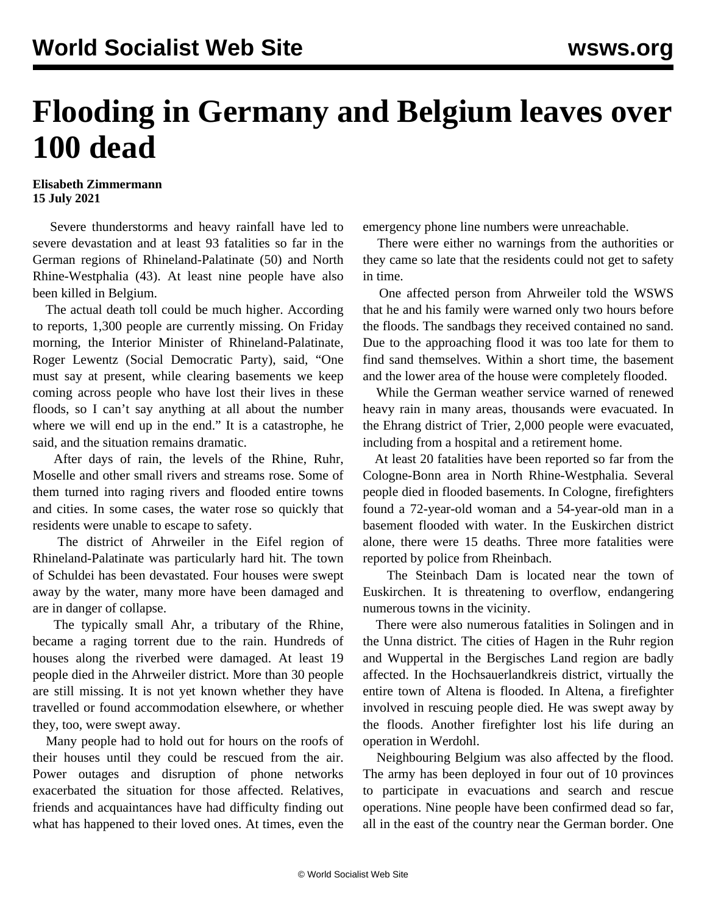# Flooding in Germany and Belgium leaves over 100 dead

**Elisabeth Zimmermann**
**15 July 2021**

Severe thunderstorms and heavy rainfall have led to severe devastation and at least 93 fatalities so far in the German regions of Rhineland-Palatinate (50) and North Rhine-Westphalia (43). At least nine people have also been killed in Belgium.

The actual death toll could be much higher. According to reports, 1,300 people are currently missing. On Friday morning, the Interior Minister of Rhineland-Palatinate, Roger Lewentz (Social Democratic Party), said, "One must say at present, while clearing basements we keep coming across people who have lost their lives in these floods, so I can't say anything at all about the number where we will end up in the end." It is a catastrophe, he said, and the situation remains dramatic.

After days of rain, the levels of the Rhine, Ruhr, Moselle and other small rivers and streams rose. Some of them turned into raging rivers and flooded entire towns and cities. In some cases, the water rose so quickly that residents were unable to escape to safety.

The district of Ahrweiler in the Eifel region of Rhineland-Palatinate was particularly hard hit. The town of Schuldei has been devastated. Four houses were swept away by the water, many more have been damaged and are in danger of collapse.

The typically small Ahr, a tributary of the Rhine, became a raging torrent due to the rain. Hundreds of houses along the riverbed were damaged. At least 19 people died in the Ahrweiler district. More than 30 people are still missing. It is not yet known whether they have travelled or found accommodation elsewhere, or whether they, too, were swept away.

Many people had to hold out for hours on the roofs of their houses until they could be rescued from the air. Power outages and disruption of phone networks exacerbated the situation for those affected. Relatives, friends and acquaintances have had difficulty finding out what has happened to their loved ones. At times, even the emergency phone line numbers were unreachable.

There were either no warnings from the authorities or they came so late that the residents could not get to safety in time.

One affected person from Ahrweiler told the WSWS that he and his family were warned only two hours before the floods. The sandbags they received contained no sand. Due to the approaching flood it was too late for them to find sand themselves. Within a short time, the basement and the lower area of the house were completely flooded.

While the German weather service warned of renewed heavy rain in many areas, thousands were evacuated. In the Ehrang district of Trier, 2,000 people were evacuated, including from a hospital and a retirement home.

At least 20 fatalities have been reported so far from the Cologne-Bonn area in North Rhine-Westphalia. Several people died in flooded basements. In Cologne, firefighters found a 72-year-old woman and a 54-year-old man in a basement flooded with water. In the Euskirchen district alone, there were 15 deaths. Three more fatalities were reported by police from Rheinbach.

The Steinbach Dam is located near the town of Euskirchen. It is threatening to overflow, endangering numerous towns in the vicinity.

There were also numerous fatalities in Solingen and in the Unna district. The cities of Hagen in the Ruhr region and Wuppertal in the Bergisches Land region are badly affected. In the Hochsauerlandkreis district, virtually the entire town of Altena is flooded. In Altena, a firefighter involved in rescuing people died. He was swept away by the floods. Another firefighter lost his life during an operation in Werdohl.

Neighbouring Belgium was also affected by the flood. The army has been deployed in four out of 10 provinces to participate in evacuations and search and rescue operations. Nine people have been confirmed dead so far, all in the east of the country near the German border. One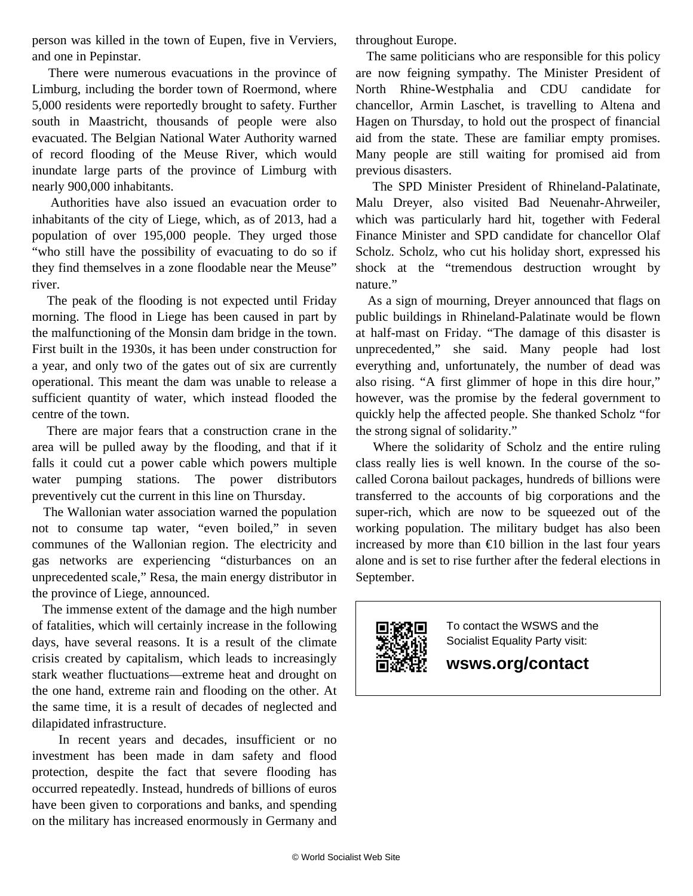person was killed in the town of Eupen, five in Verviers, and one in Pepinstar.

There were numerous evacuations in the province of Limburg, including the border town of Roermond, where 5,000 residents were reportedly brought to safety. Further south in Maastricht, thousands of people were also evacuated. The Belgian National Water Authority warned of record flooding of the Meuse River, which would inundate large parts of the province of Limburg with nearly 900,000 inhabitants.

Authorities have also issued an evacuation order to inhabitants of the city of Liege, which, as of 2013, had a population of over 195,000 people. They urged those "who still have the possibility of evacuating to do so if they find themselves in a zone floodable near the Meuse" river.

The peak of the flooding is not expected until Friday morning. The flood in Liege has been caused in part by the malfunctioning of the Monsin dam bridge in the town. First built in the 1930s, it has been under construction for a year, and only two of the gates out of six are currently operational. This meant the dam was unable to release a sufficient quantity of water, which instead flooded the centre of the town.

There are major fears that a construction crane in the area will be pulled away by the flooding, and that if it falls it could cut a power cable which powers multiple water pumping stations. The power distributors preventively cut the current in this line on Thursday.

The Wallonian water association warned the population not to consume tap water, "even boiled," in seven communes of the Wallonian region. The electricity and gas networks are experiencing "disturbances on an unprecedented scale," Resa, the main energy distributor in the province of Liege, announced.

The immense extent of the damage and the high number of fatalities, which will certainly increase in the following days, have several reasons. It is a result of the climate crisis created by capitalism, which leads to increasingly stark weather fluctuations—extreme heat and drought on the one hand, extreme rain and flooding on the other. At the same time, it is a result of decades of neglected and dilapidated infrastructure.

In recent years and decades, insufficient or no investment has been made in dam safety and flood protection, despite the fact that severe flooding has occurred repeatedly. Instead, hundreds of billions of euros have been given to corporations and banks, and spending on the military has increased enormously in Germany and throughout Europe.

The same politicians who are responsible for this policy are now feigning sympathy. The Minister President of North Rhine-Westphalia and CDU candidate for chancellor, Armin Laschet, is travelling to Altena and Hagen on Thursday, to hold out the prospect of financial aid from the state. These are familiar empty promises. Many people are still waiting for promised aid from previous disasters.

The SPD Minister President of Rhineland-Palatinate, Malu Dreyer, also visited Bad Neuenahr-Ahrweiler, which was particularly hard hit, together with Federal Finance Minister and SPD candidate for chancellor Olaf Scholz. Scholz, who cut his holiday short, expressed his shock at the "tremendous destruction wrought by nature."

As a sign of mourning, Dreyer announced that flags on public buildings in Rhineland-Palatinate would be flown at half-mast on Friday. "The damage of this disaster is unprecedented," she said. Many people had lost everything and, unfortunately, the number of dead was also rising. "A first glimmer of hope in this dire hour," however, was the promise by the federal government to quickly help the affected people. She thanked Scholz "for the strong signal of solidarity."

Where the solidarity of Scholz and the entire ruling class really lies is well known. In the course of the so-called Corona bailout packages, hundreds of billions were transferred to the accounts of big corporations and the super-rich, which are now to be squeezed out of the working population. The military budget has also been increased by more than €10 billion in the last four years alone and is set to rise further after the federal elections in September.

To contact the WSWS and the Socialist Equality Party visit:

**wsws.org/contact**